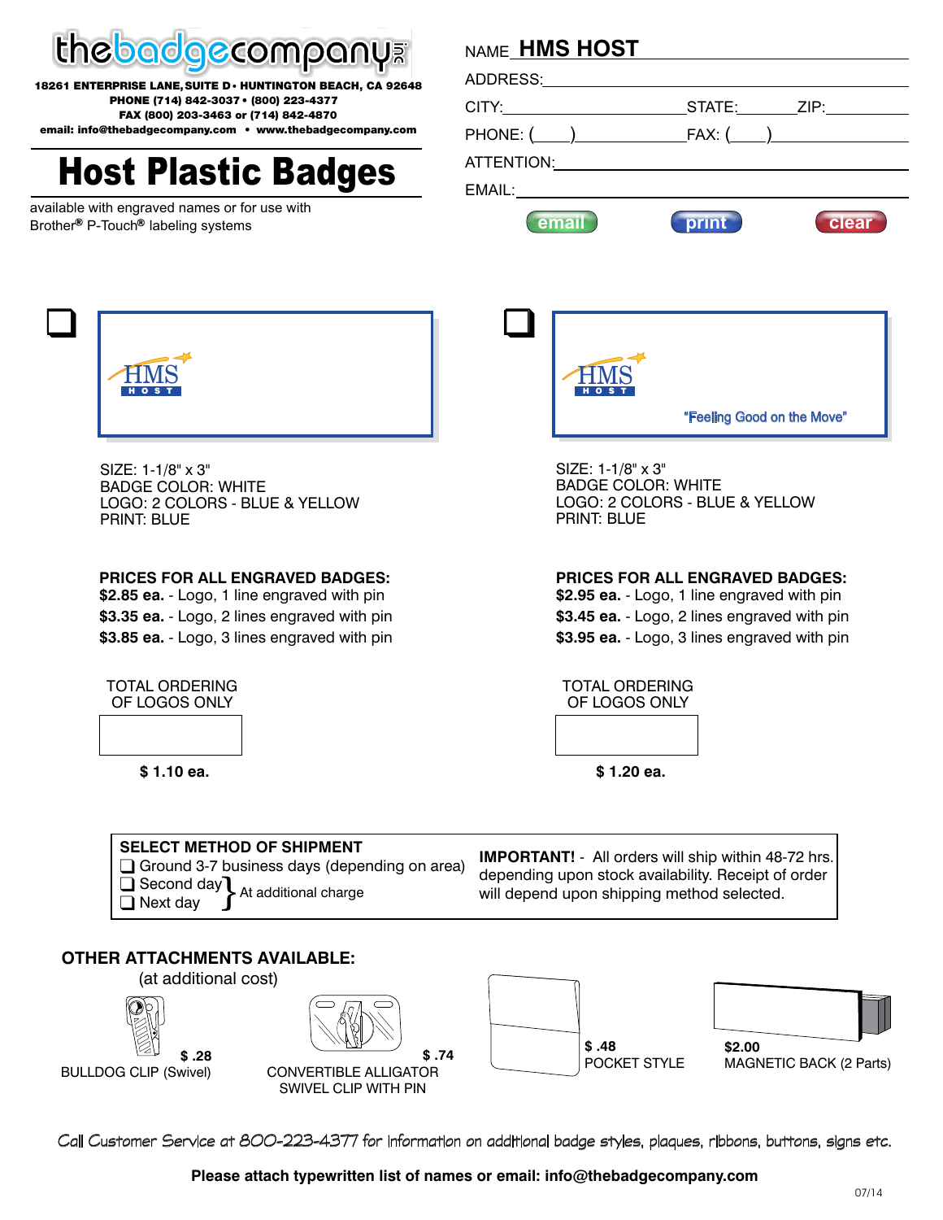thebadgecompany inc

**18261 ENTERPRISE LANE, SUITE D • HUNTINGTON BEACH, CA 92648**
**PHONE (714) 842-3037 • (800) 223-4377**
**FAX (800) 203-3463 or (714) 842-4870**
**email: info@thebadgecompany.com • www.thebadgecompany.com**

# Host Plastic Badges

available with engraved names or for use with Brother® P-Touch® labeling systems

NAME **HMS HOST**

ADDRESS:

CITY: STATE: ZIP:

PHONE: ( ) FAX: ( )

ATTENTION:

EMAIL:

email print clear

---

❑ HMS HOST

SIZE: 1-1/8" x 3"
BADGE COLOR: WHITE
LOGO: 2 COLORS - BLUE & YELLOW
PRINT: BLUE

**PRICES FOR ALL ENGRAVED BADGES:**
**$2.85 ea.** - Logo, 1 line engraved with pin
**$3.35 ea.** - Logo, 2 lines engraved with pin
**$3.85 ea.** - Logo, 3 lines engraved with pin

TOTAL ORDERING OF LOGOS ONLY

**$ 1.10 ea.**

---

❑ HMS HOST "Feeling Good on the Move"

SIZE: 1-1/8" x 3"
BADGE COLOR: WHITE
LOGO: 2 COLORS - BLUE & YELLOW
PRINT: BLUE

**PRICES FOR ALL ENGRAVED BADGES:**
**$2.95 ea.** - Logo, 1 line engraved with pin
**$3.45 ea.** - Logo, 2 lines engraved with pin
**$3.95 ea.** - Logo, 3 lines engraved with pin

TOTAL ORDERING OF LOGOS ONLY

**$ 1.20 ea.**

---

**SELECT METHOD OF SHIPMENT**
❑ Ground 3-7 business days (depending on area)
❑ Second day } At additional charge
❑ Next day

**IMPORTANT!** - All orders will ship within 48-72 hrs. depending upon stock availability. Receipt of order will depend upon shipping method selected.

**OTHER ATTACHMENTS AVAILABLE:**
(at additional cost)

**$ .28** BULLDOG CLIP (Swivel)

**$ .74** CONVERTIBLE ALLIGATOR SWIVEL CLIP WITH PIN

**$ .48** POCKET STYLE

**$2.00** MAGNETIC BACK (2 Parts)

Call Customer Service at 800-223-4377 for information on additional badge styles, plaques, ribbons, buttons, signs etc.

**Please attach typewritten list of names or email: info@thebadgecompany.com**

07/14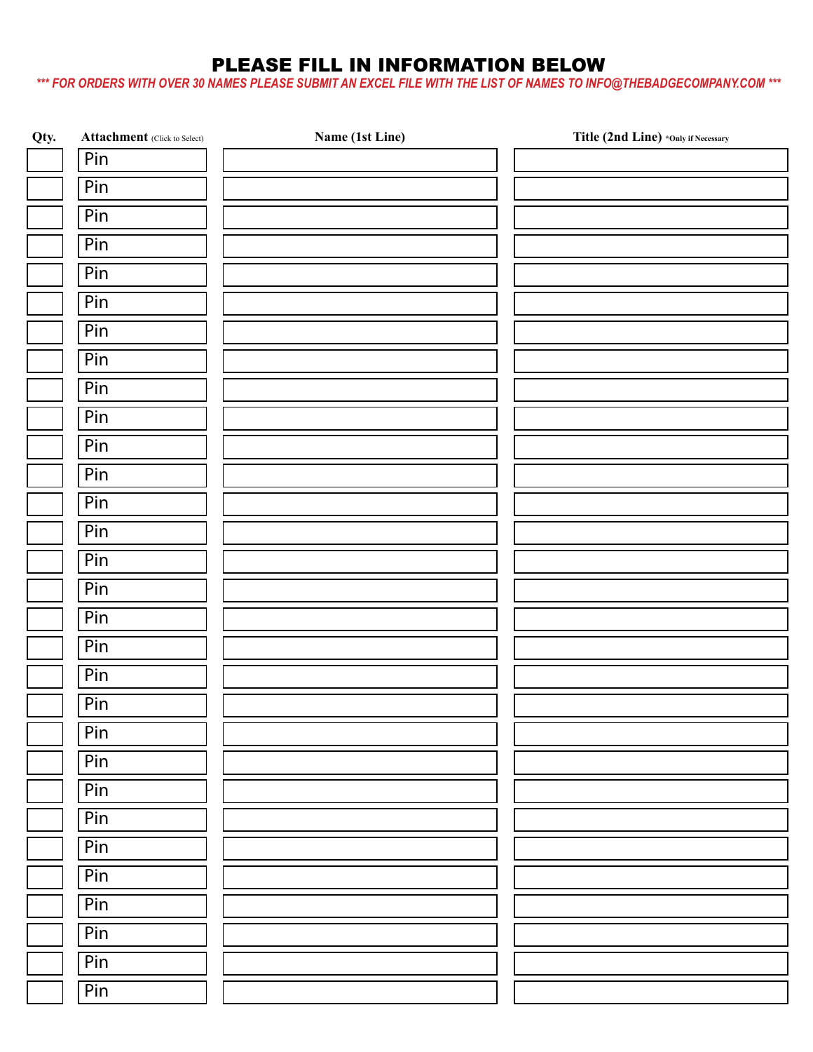# PLEASE FILL IN INFORMATION BELOW

*** FOR ORDERS WITH OVER 30 NAMES PLEASE SUBMIT AN EXCEL FILE WITH THE LIST OF NAMES TO INFO@THEBADGECOMPANY.COM ***

| Qty. | Attachment (Click to Select) | Name (1st Line) | Title (2nd Line) *Only if Necessary |
|---|---|---|---|
| | Pin | | |
| | Pin | | |
| | Pin | | |
| | Pin | | |
| | Pin | | |
| | Pin | | |
| | Pin | | |
| | Pin | | |
| | Pin | | |
| | Pin | | |
| | Pin | | |
| | Pin | | |
| | Pin | | |
| | Pin | | |
| | Pin | | |
| | Pin | | |
| | Pin | | |
| | Pin | | |
| | Pin | | |
| | Pin | | |
| | Pin | | |
| | Pin | | |
| | Pin | | |
| | Pin | | |
| | Pin | | |
| | Pin | | |
| | Pin | | |
| | Pin | | |
| | Pin | | |
| | Pin | | |